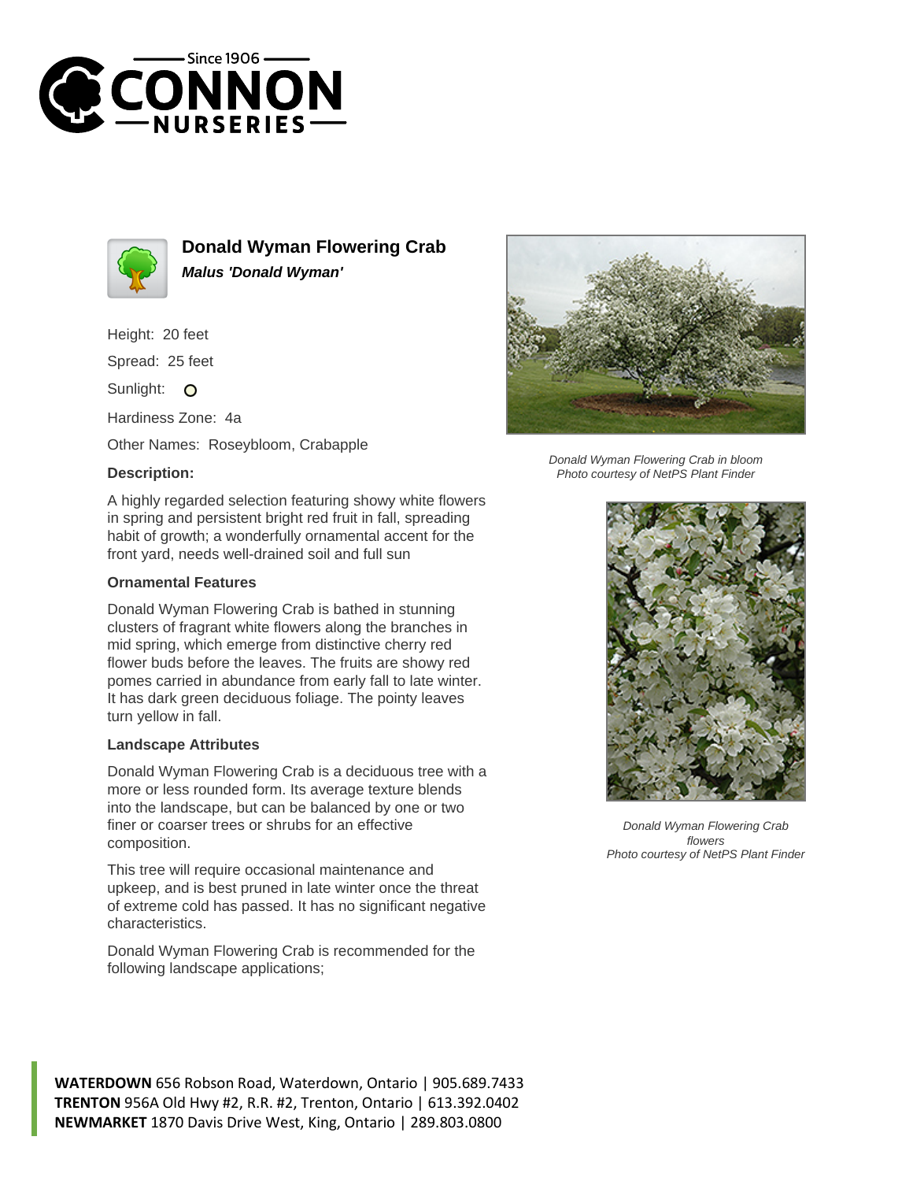# Donald Wyman Flowering Crab

***Malus 'Donald Wyman'***

Height: 20 feet

Spread: 25 feet

Sunlight: O

Hardiness Zone: 4a

Other Names: Roseybloom, Crabapple

### Description:

A highly regarded selection featuring showy white flowers in spring and persistent bright red fruit in fall, spreading habit of growth; a wonderfully ornamental accent for the front yard, needs well-drained soil and full sun

### Ornamental Features

Donald Wyman Flowering Crab is bathed in stunning clusters of fragrant white flowers along the branches in mid spring, which emerge from distinctive cherry red flower buds before the leaves. The fruits are showy red pomes carried in abundance from early fall to late winter. It has dark green deciduous foliage. The pointy leaves turn yellow in fall.

### Landscape Attributes

Donald Wyman Flowering Crab is a deciduous tree with a more or less rounded form. Its average texture blends into the landscape, but can be balanced by one or two finer or coarser trees or shrubs for an effective composition.

This tree will require occasional maintenance and upkeep, and is best pruned in late winter once the threat of extreme cold has passed. It has no significant negative characteristics.

Donald Wyman Flowering Crab is recommended for the following landscape applications;

*Donald Wyman Flowering Crab in bloom*
*Photo courtesy of NetPS Plant Finder*

*Donald Wyman Flowering Crab flowers*
*Photo courtesy of NetPS Plant Finder*

**WATERDOWN** 656 Robson Road, Waterdown, Ontario | 905.689.7433
**TRENTON** 956A Old Hwy #2, R.R. #2, Trenton, Ontario | 613.392.0402
**NEWMARKET** 1870 Davis Drive West, King, Ontario | 289.803.0800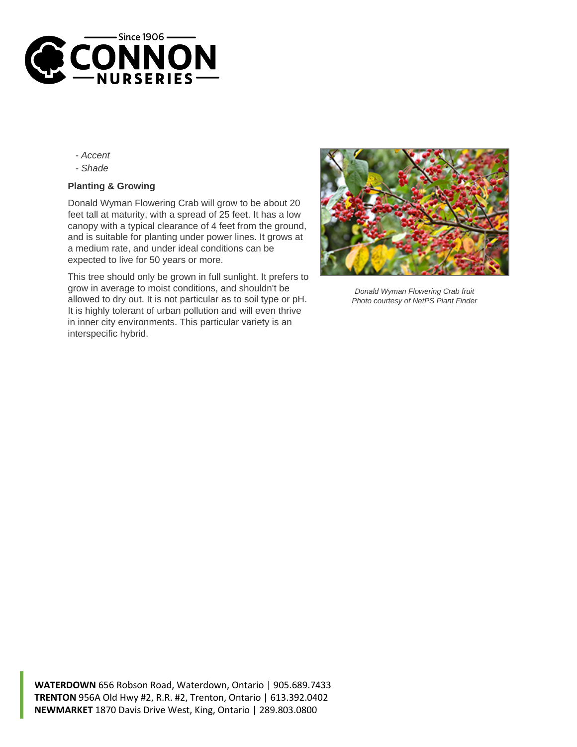- *Accent*
- *Shade*

**Planting & Growing**

Donald Wyman Flowering Crab will grow to be about 20 feet tall at maturity, with a spread of 25 feet. It has a low canopy with a typical clearance of 4 feet from the ground, and is suitable for planting under power lines. It grows at a medium rate, and under ideal conditions can be expected to live for 50 years or more.

This tree should only be grown in full sunlight. It prefers to grow in average to moist conditions, and shouldn't be allowed to dry out. It is not particular as to soil type or pH. It is highly tolerant of urban pollution and will even thrive in inner city environments. This particular variety is an interspecific hybrid.

*Donald Wyman Flowering Crab fruit*
*Photo courtesy of NetPS Plant Finder*

**WATERDOWN** 656 Robson Road, Waterdown, Ontario | 905.689.7433
**TRENTON** 956A Old Hwy #2, R.R. #2, Trenton, Ontario | 613.392.0402
**NEWMARKET** 1870 Davis Drive West, King, Ontario | 289.803.0800